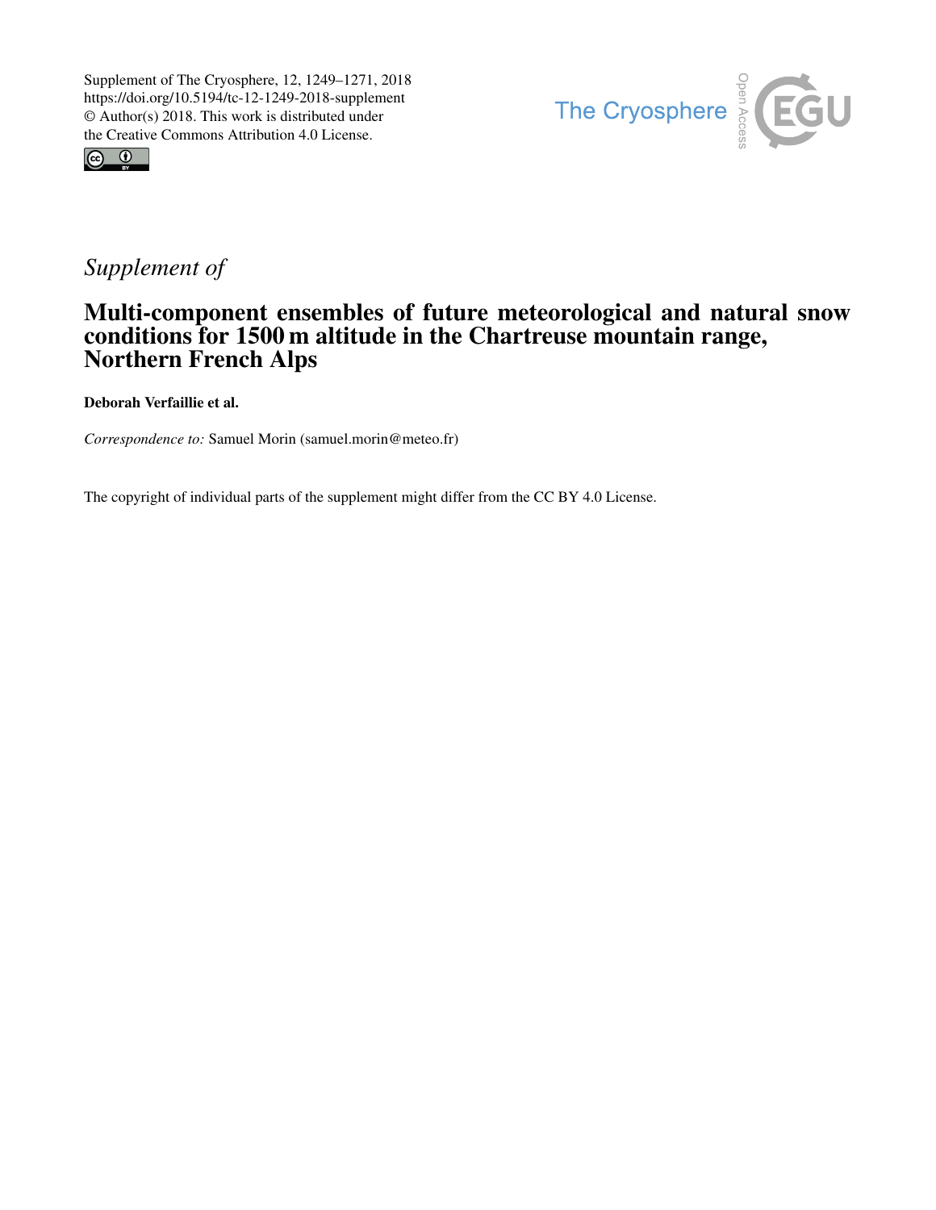Supplement of The Cryosphere, 12, 1249–1271, 2018
https://doi.org/10.5194/tc-12-1249-2018-supplement
© Author(s) 2018. This work is distributed under
the Creative Commons Attribution 4.0 License.

The Cryosphere

*Supplement of*

# Multi-component ensembles of future meteorological and natural snow conditions for 1500 m altitude in the Chartreuse mountain range, Northern French Alps

**Deborah Verfaillie et al.**

*Correspondence to:* Samuel Morin (samuel.morin@meteo.fr)

The copyright of individual parts of the supplement might differ from the CC BY 4.0 License.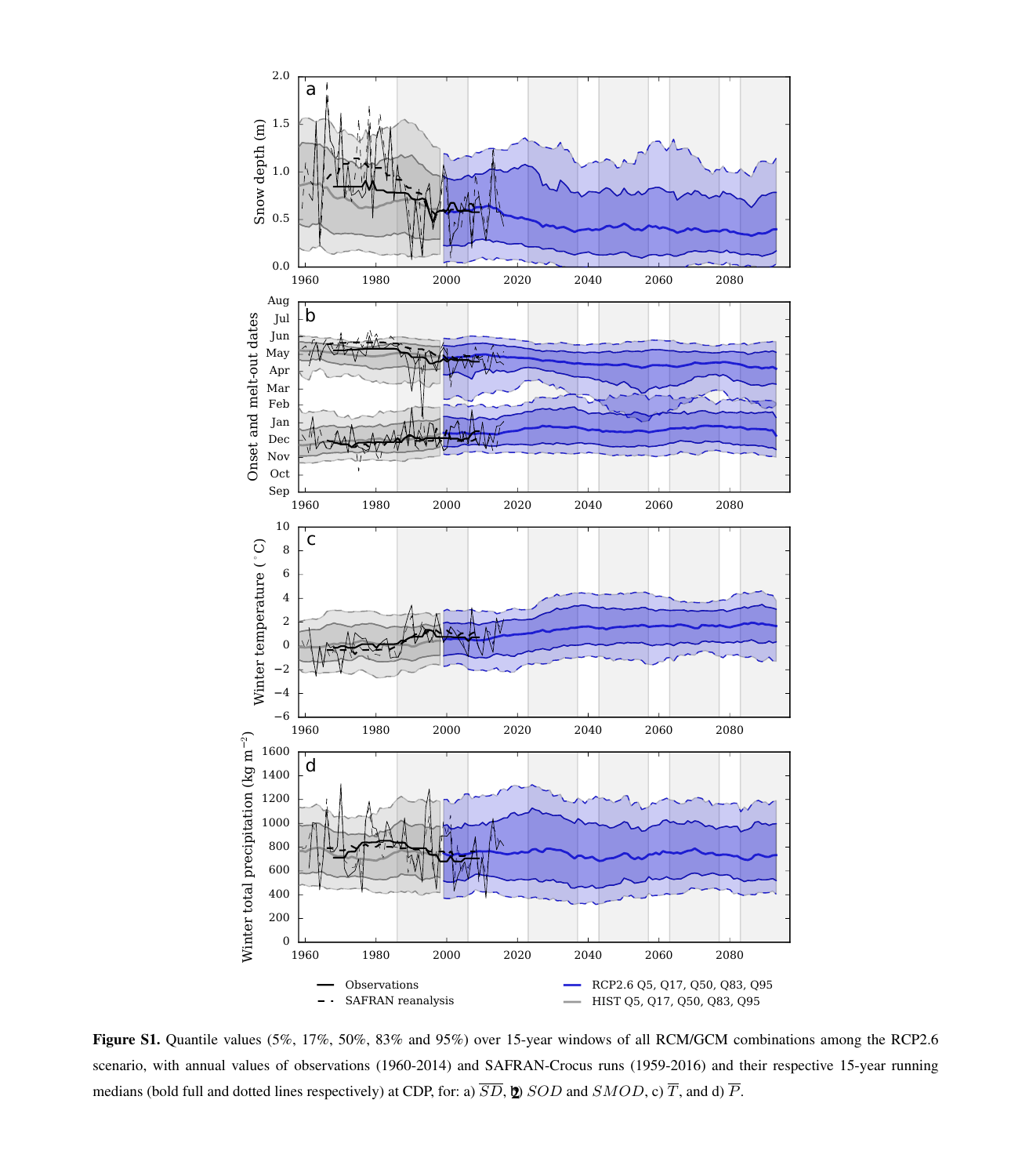a

Snow depth (m)

2.0
1.5
1.0
0.5
0.0

1960 1980 2000 2020 2040 2060 2080

b

Onset and melt-out dates

Aug
Jul
Jun
May
Apr
Mar
Feb
Jan
Dec
Nov
Oct
Sep

1960 1980 2000 2020 2040 2060 2080

c

Winter temperature (°C)

10
8
6
4
2
0
−2
−4
−6

1960 1980 2000 2020 2040 2060 2080

d

Winter total precipitation (kg m$^{-2}$)

1600
1400
1200
1000
800
600
400
200
0

1960 1980 2000 2020 2040 2060 2080

Observations
SAFRAN reanalysis
RCP2.6 Q5, Q17, Q50, Q83, Q95
HIST Q5, Q17, Q50, Q83, Q95

**Figure S1.** Quantile values (5%, 17%, 50%, 83% and 95%) over 15-year windows of all RCM/GCM combinations among the RCP2.6 scenario, with annual values of observations (1960-2014) and SAFRAN-Crocus runs (1959-2016) and their respective 15-year running medians (bold full and dotted lines respectively) at CDP, for: a) $\overline{SD}$, b) $SOD$ and $SMOD$, c) $\overline{T}$, and d) $\overline{P}$.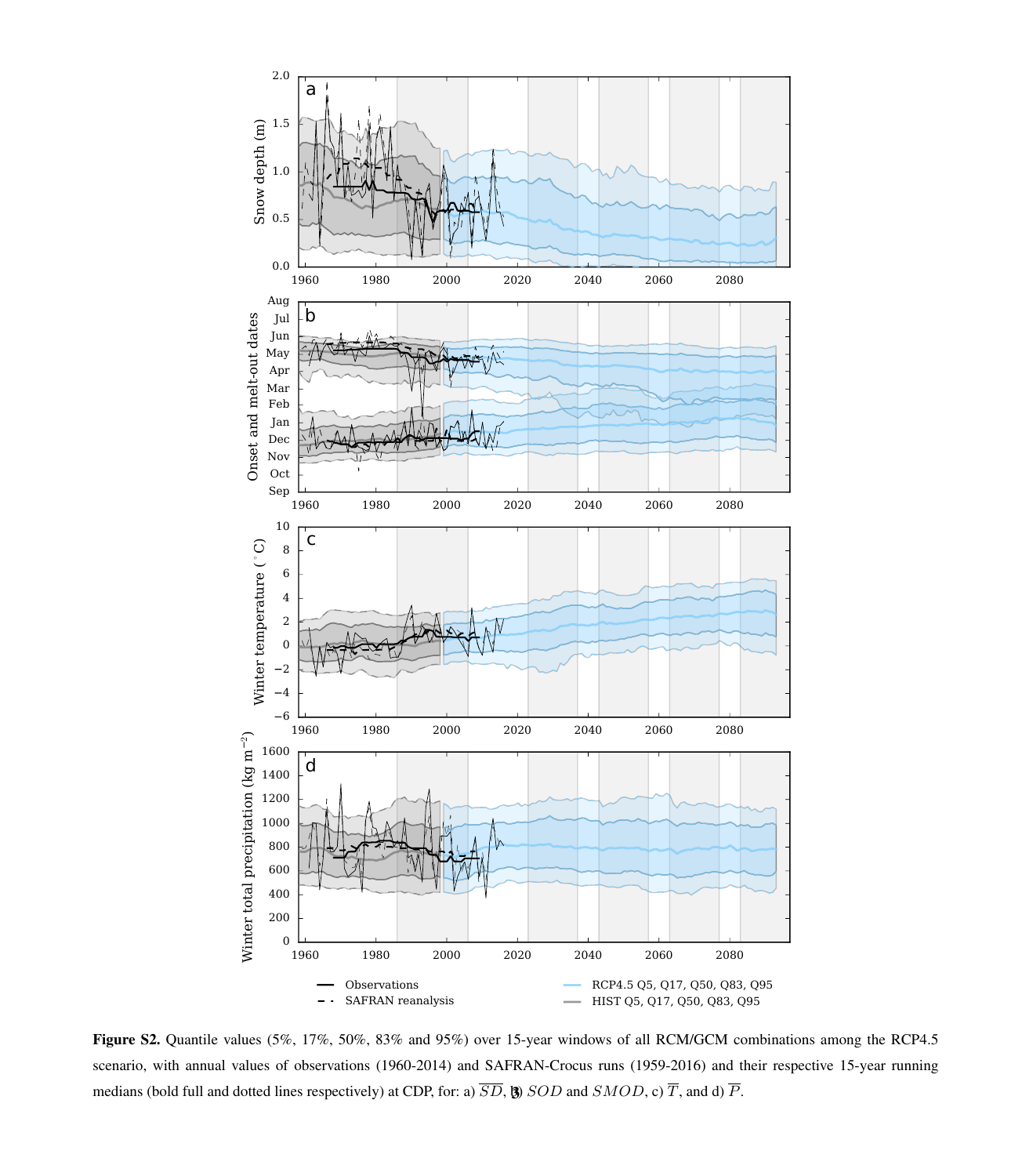a

Snow depth (m)

2.0
1.5
1.0
0.5
0.0

1960 1980 2000 2020 2040 2060 2080

b

Onset and melt-out dates

Aug
Jul
Jun
May
Apr
Mar
Feb
Jan
Dec
Nov
Oct
Sep

1960 1980 2000 2020 2040 2060 2080

c

Winter temperature ($^\circ$C)

10
8
6
4
2
0
−2
−4
−6

1960 1980 2000 2020 2040 2060 2080

d

Winter total precipitation (kg m$^{-2}$)

1600
1400
1200
1000
800
600
400
200
0

1960 1980 2000 2020 2040 2060 2080

Observations

SAFRAN reanalysis

RCP4.5 Q5, Q17, Q50, Q83, Q95

HIST Q5, Q17, Q50, Q83, Q95

**Figure S2.** Quantile values (5%, 17%, 50%, 83% and 95%) over 15-year windows of all RCM/GCM combinations among the RCP4.5 scenario, with annual values of observations (1960-2014) and SAFRAN-Crocus runs (1959-2016) and their respective 15-year running medians (bold full and dotted lines respectively) at CDP, for: a) $\overline{SD}$, b) $SOD$ and $SMOD$, c) $\overline{T}$, and d) $\overline{P}$.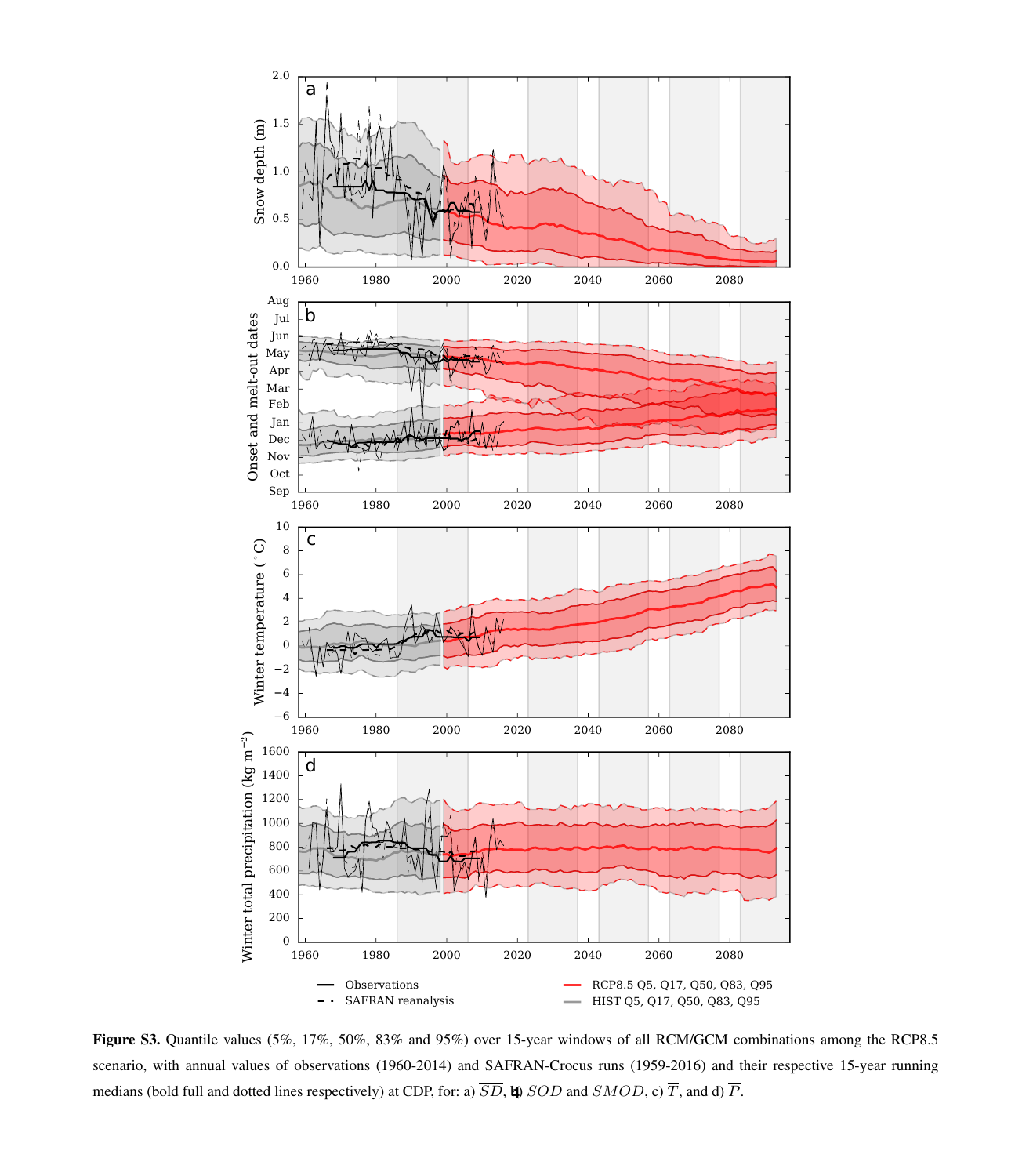a

Snow depth (m)

2.0
1.5
1.0
0.5
0.0

1960 1980 2000 2020 2040 2060 2080

b

Onset and melt-out dates

Aug
Jul
Jun
May
Apr
Mar
Feb
Jan
Dec
Nov
Oct
Sep

1960 1980 2000 2020 2040 2060 2080

c

Winter temperature ($^\circ$C)

10
8
6
4
2
0
−2
−4
−6

1960 1980 2000 2020 2040 2060 2080

d

Winter total precipitation (kg m$^{-2}$)

1600
1400
1200
1000
800
600
400
200
0

1960 1980 2000 2020 2040 2060 2080

Observations
SAFRAN reanalysis
RCP8.5 Q5, Q17, Q50, Q83, Q95
HIST Q5, Q17, Q50, Q83, Q95

**Figure S3.** Quantile values (5%, 17%, 50%, 83% and 95%) over 15-year windows of all RCM/GCM combinations among the RCP8.5 scenario, with annual values of observations (1960-2014) and SAFRAN-Crocus runs (1959-2016) and their respective 15-year running medians (bold full and dotted lines respectively) at CDP, for: a) $\overline{SD}$, b) $SOD$ and $SMOD$, c) $\overline{T}$, and d) $\overline{P}$.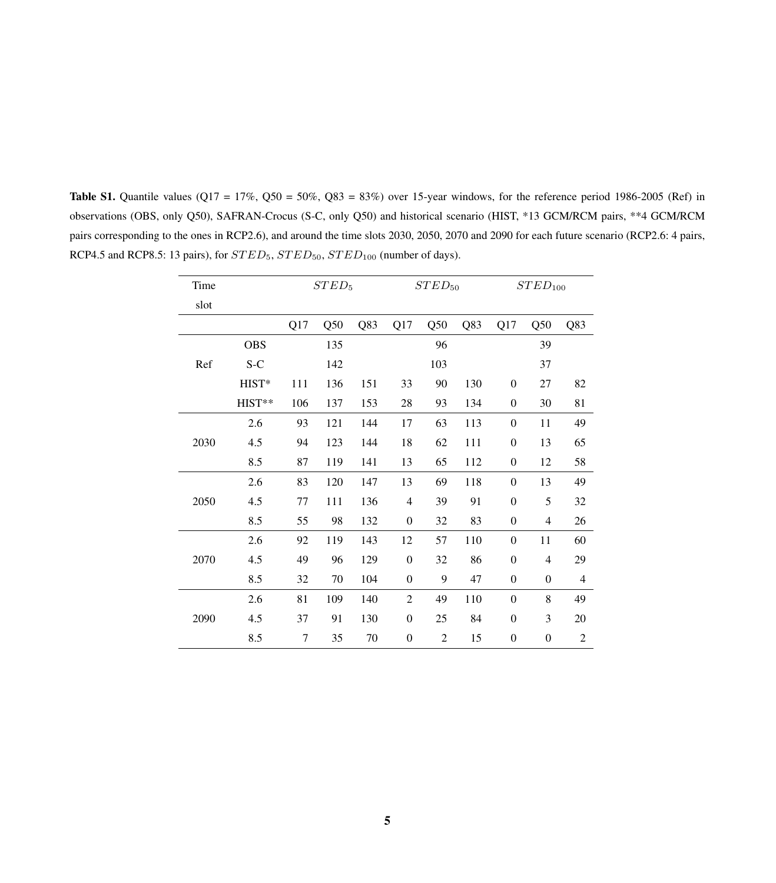**Table S1.** Quantile values (Q17 = 17%, Q50 = 50%, Q83 = 83%) over 15-year windows, for the reference period 1986-2005 (Ref) in observations (OBS, only Q50), SAFRAN-Crocus (S-C, only Q50) and historical scenario (HIST, *13 GCM/RCM pairs, **4 GCM/RCM pairs corresponding to the ones in RCP2.6), and around the time slots 2030, 2050, 2070 and 2090 for each future scenario (RCP2.6: 4 pairs, RCP4.5 and RCP8.5: 13 pairs), for $STED_5$, $STED_{50}$, $STED_{100}$ (number of days).

| Time slot | | $STED_5$ | | | $STED_{50}$ | | | $STED_{100}$ | | |
|---|---|---|---|---|---|---|---|---|---|---|
| | | Q17 | Q50 | Q83 | Q17 | Q50 | Q83 | Q17 | Q50 | Q83 |
| Ref | OBS | | 135 | | | 96 | | | 39 | |
| | S-C | | 142 | | | 103 | | | 37 | |
| | HIST* | 111 | 136 | 151 | 33 | 90 | 130 | 0 | 27 | 82 |
| | HIST** | 106 | 137 | 153 | 28 | 93 | 134 | 0 | 30 | 81 |
| 2030 | 2.6 | 93 | 121 | 144 | 17 | 63 | 113 | 0 | 11 | 49 |
| | 4.5 | 94 | 123 | 144 | 18 | 62 | 111 | 0 | 13 | 65 |
| | 8.5 | 87 | 119 | 141 | 13 | 65 | 112 | 0 | 12 | 58 |
| 2050 | 2.6 | 83 | 120 | 147 | 13 | 69 | 118 | 0 | 13 | 49 |
| | 4.5 | 77 | 111 | 136 | 4 | 39 | 91 | 0 | 5 | 32 |
| | 8.5 | 55 | 98 | 132 | 0 | 32 | 83 | 0 | 4 | 26 |
| 2070 | 2.6 | 92 | 119 | 143 | 12 | 57 | 110 | 0 | 11 | 60 |
| | 4.5 | 49 | 96 | 129 | 0 | 32 | 86 | 0 | 4 | 29 |
| | 8.5 | 32 | 70 | 104 | 0 | 9 | 47 | 0 | 0 | 4 |
| 2090 | 2.6 | 81 | 109 | 140 | 2 | 49 | 110 | 0 | 8 | 49 |
| | 4.5 | 37 | 91 | 130 | 0 | 25 | 84 | 0 | 3 | 20 |
| | 8.5 | 7 | 35 | 70 | 0 | 2 | 15 | 0 | 0 | 2 |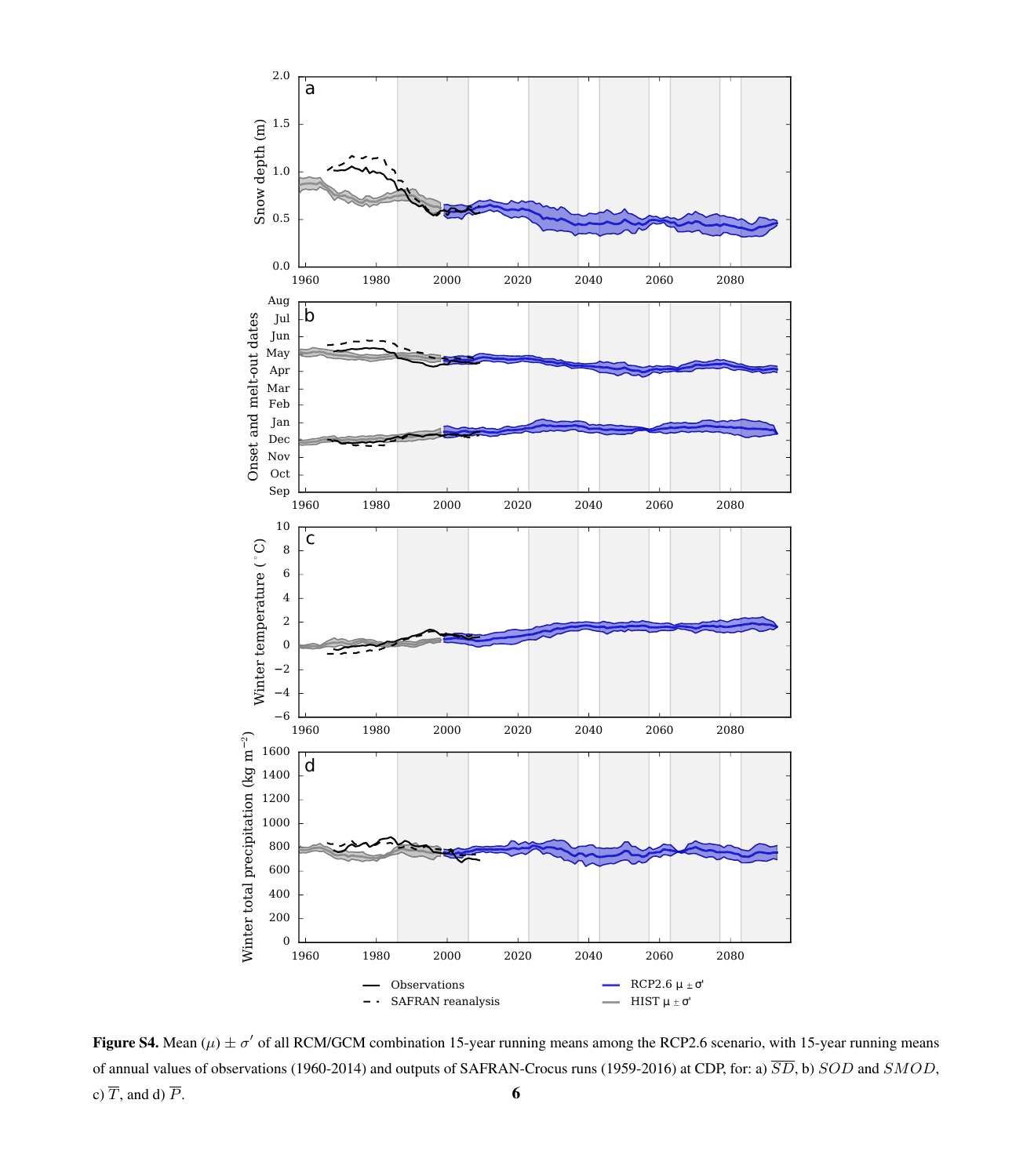a

Snow depth (m)

2.0
1.5
1.0
0.5
0.0

1960 1980 2000 2020 2040 2060 2080

b

Onset and melt-out dates

Aug
Jul
Jun
May
Apr
Mar
Feb
Jan
Dec
Nov
Oct
Sep

1960 1980 2000 2020 2040 2060 2080

c

Winter temperature (°C)

10
8
6
4
2
0
−2
−4
−6

1960 1980 2000 2020 2040 2060 2080

d

Winter total precipitation (kg m$^{-2}$)

1600
1400
1200
1000
800
600
400
200
0

1960 1980 2000 2020 2040 2060 2080

Observations
SAFRAN reanalysis
RCP2.6 μ ± σ'
HIST μ ± σ'

**Figure S4.** Mean ($\mu$) $\pm$ $\sigma'$ of all RCM/GCM combination 15-year running means among the RCP2.6 scenario, with 15-year running means of annual values of observations (1960-2014) and outputs of SAFRAN-Crocus runs (1959-2016) at CDP, for: a) $\overline{SD}$, b) $SOD$ and $SMOD$, c) $\overline{T}$, and d) $\overline{P}$.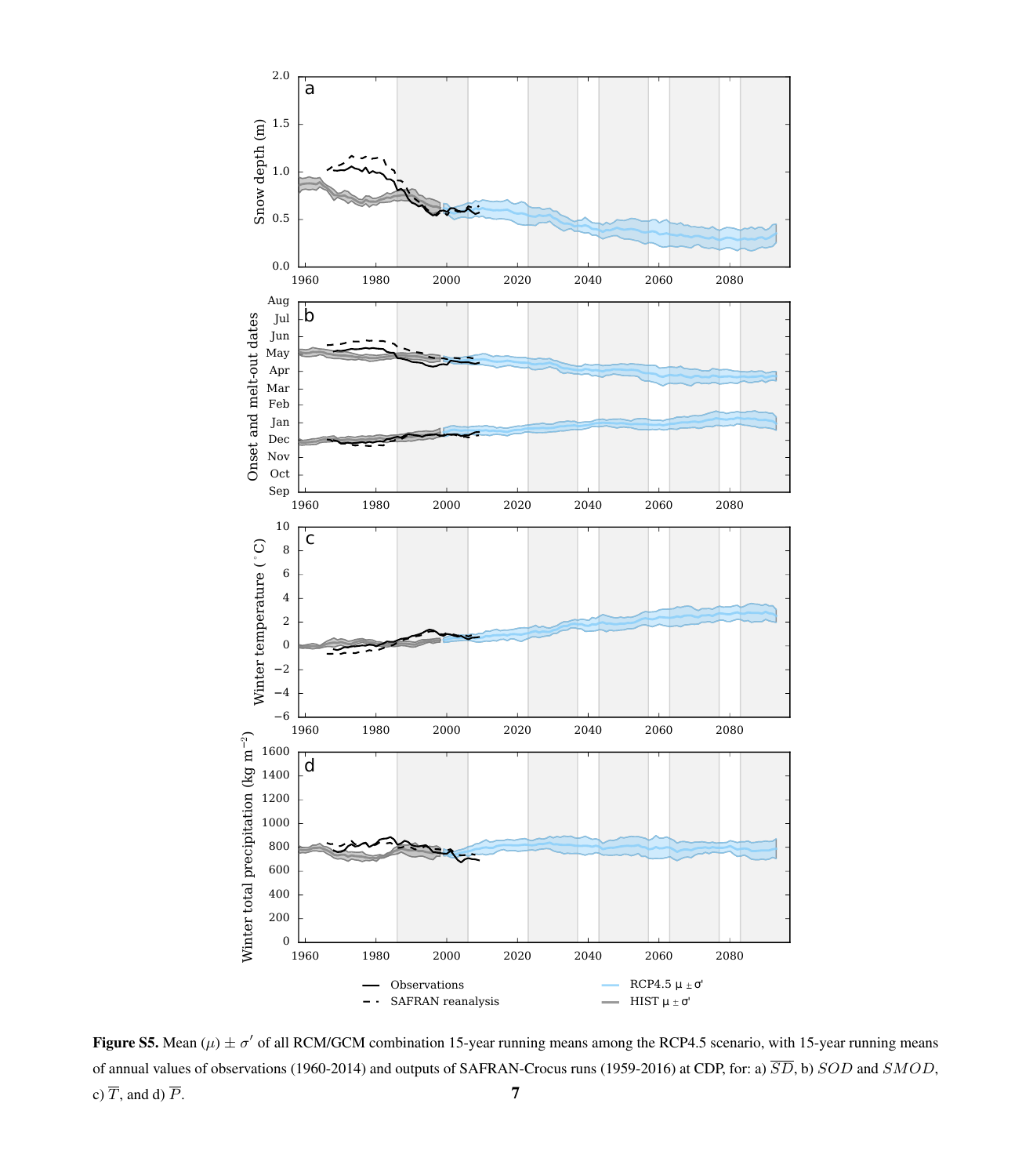a

Snow depth (m)

2.0
1.5
1.0
0.5
0.0

1960 1980 2000 2020 2040 2060 2080

b

Onset and melt-out dates

Aug
Jul
Jun
May
Apr
Mar
Feb
Jan
Dec
Nov
Oct
Sep

1960 1980 2000 2020 2040 2060 2080

c

Winter temperature ( °C)

10
8
6
4
2
0
−2
−4
−6

1960 1980 2000 2020 2040 2060 2080

d

Winter total precipitation (kg m$^{-2}$)

1600
1400
1200
1000
800
600
400
200
0

1960 1980 2000 2020 2040 2060 2080

Observations
SAFRAN reanalysis
RCP4.5 μ ± σ'
HIST μ ± σ'

**Figure S5.** Mean ($\mu$) $\pm$ $\sigma'$ of all RCM/GCM combination 15-year running means among the RCP4.5 scenario, with 15-year running means of annual values of observations (1960-2014) and outputs of SAFRAN-Crocus runs (1959-2016) at CDP, for: a) $\overline{SD}$, b) $SOD$ and $SMOD$, c) $\overline{T}$, and d) $\overline{P}$.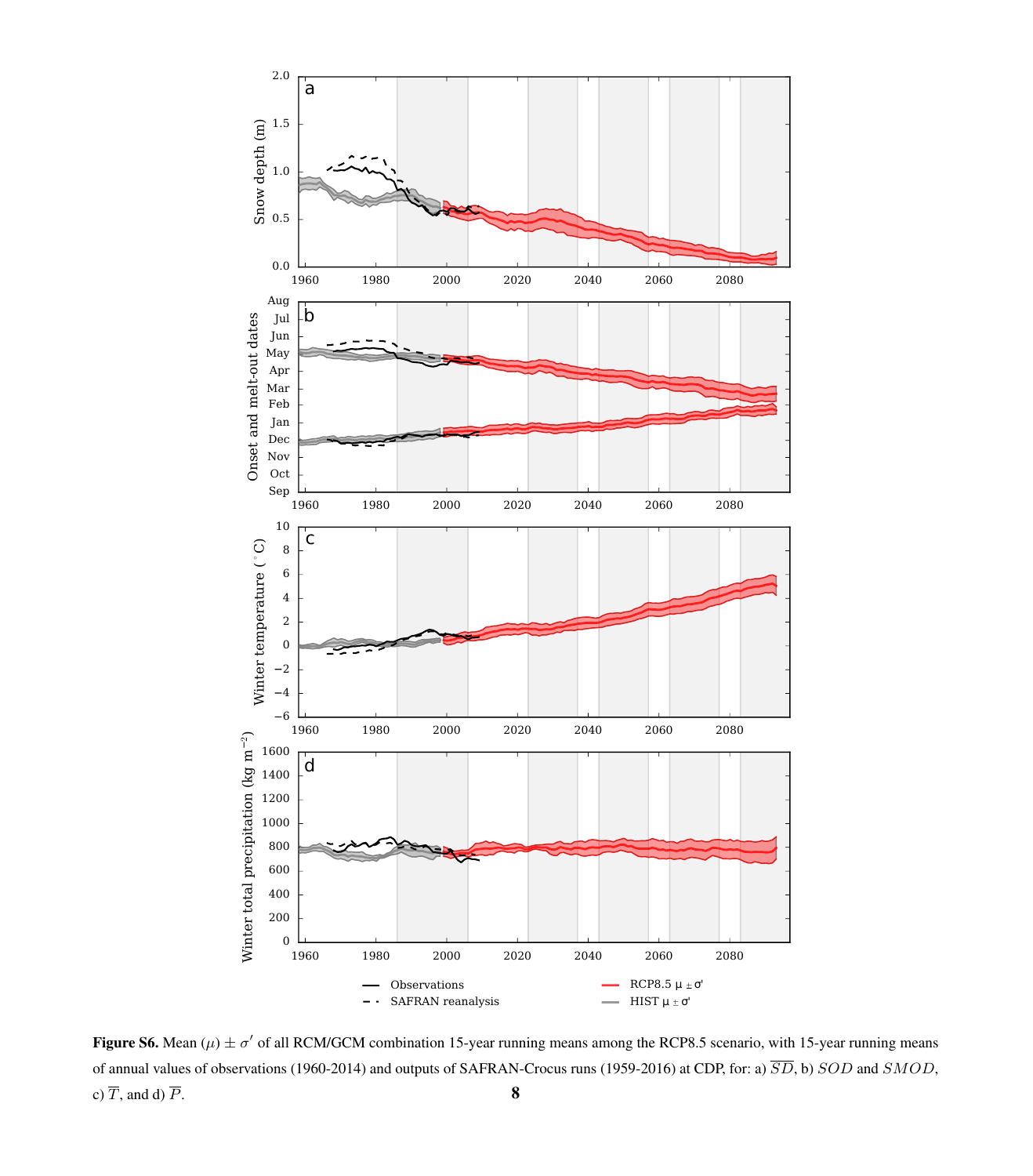a

Snow depth (m)

2.0

1.5

1.0

0.5

0.0

1960 1980 2000 2020 2040 2060 2080

b

Onset and melt-out dates

Aug

Jul

Jun

May

Apr

Mar

Feb

Jan

Dec

Nov

Oct

Sep

1960 1980 2000 2020 2040 2060 2080

c

Winter temperature ($^\circ$C)

10

8

6

4

2

0

−2

−4

−6

1960 1980 2000 2020 2040 2060 2080

d

Winter total precipitation (kg m$^{-2}$)

1600

1400

1200

1000

800

600

400

200

0

1960 1980 2000 2020 2040 2060 2080

Observations

SAFRAN reanalysis

RCP8.5 μ ± σ'

HIST μ ± σ'

**Figure S6.** Mean ($\mu$) $\pm$ $\sigma'$ of all RCM/GCM combination 15-year running means among the RCP8.5 scenario, with 15-year running means of annual values of observations (1960-2014) and outputs of SAFRAN-Crocus runs (1959-2016) at CDP, for: a) $\overline{SD}$, b) $SOD$ and $SMOD$, c) $\overline{T}$, and d) $\overline{P}$.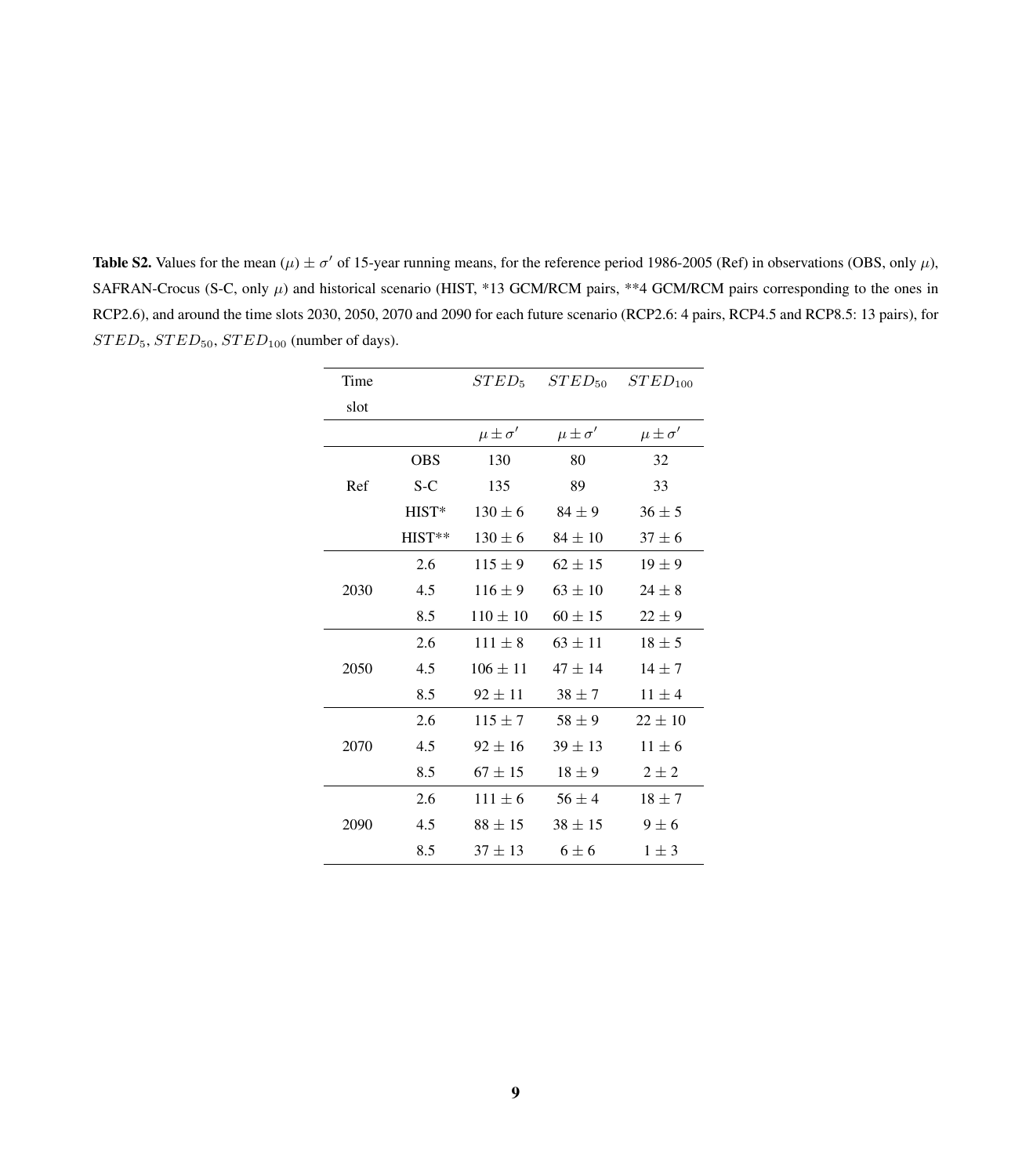**Table S2.** Values for the mean ($\mu$) $\pm$ $\sigma'$ of 15-year running means, for the reference period 1986-2005 (Ref) in observations (OBS, only $\mu$), SAFRAN-Crocus (S-C, only $\mu$) and historical scenario (HIST, *13 GCM/RCM pairs, **4 GCM/RCM pairs corresponding to the ones in RCP2.6), and around the time slots 2030, 2050, 2070 and 2090 for each future scenario (RCP2.6: 4 pairs, RCP4.5 and RCP8.5: 13 pairs), for $STED_5$, $STED_{50}$, $STED_{100}$ (number of days).

| Time slot | | $STED_5$ | $STED_{50}$ | $STED_{100}$ |
|---|---|---|---|---|
| | | $\mu \pm \sigma'$ | $\mu \pm \sigma'$ | $\mu \pm \sigma'$ |
| Ref | OBS | 130 | 80 | 32 |
| | S-C | 135 | 89 | 33 |
| | HIST* | $130 \pm 6$ | $84 \pm 9$ | $36 \pm 5$ |
| | HIST** | $130 \pm 6$ | $84 \pm 10$ | $37 \pm 6$ |
| 2030 | 2.6 | $115 \pm 9$ | $62 \pm 15$ | $19 \pm 9$ |
| | 4.5 | $116 \pm 9$ | $63 \pm 10$ | $24 \pm 8$ |
| | 8.5 | $110 \pm 10$ | $60 \pm 15$ | $22 \pm 9$ |
| 2050 | 2.6 | $111 \pm 8$ | $63 \pm 11$ | $18 \pm 5$ |
| | 4.5 | $106 \pm 11$ | $47 \pm 14$ | $14 \pm 7$ |
| | 8.5 | $92 \pm 11$ | $38 \pm 7$ | $11 \pm 4$ |
| 2070 | 2.6 | $115 \pm 7$ | $58 \pm 9$ | $22 \pm 10$ |
| | 4.5 | $92 \pm 16$ | $39 \pm 13$ | $11 \pm 6$ |
| | 8.5 | $67 \pm 15$ | $18 \pm 9$ | $2 \pm 2$ |
| 2090 | 2.6 | $111 \pm 6$ | $56 \pm 4$ | $18 \pm 7$ |
| | 4.5 | $88 \pm 15$ | $38 \pm 15$ | $9 \pm 6$ |
| | 8.5 | $37 \pm 13$ | $6 \pm 6$ | $1 \pm 3$ |